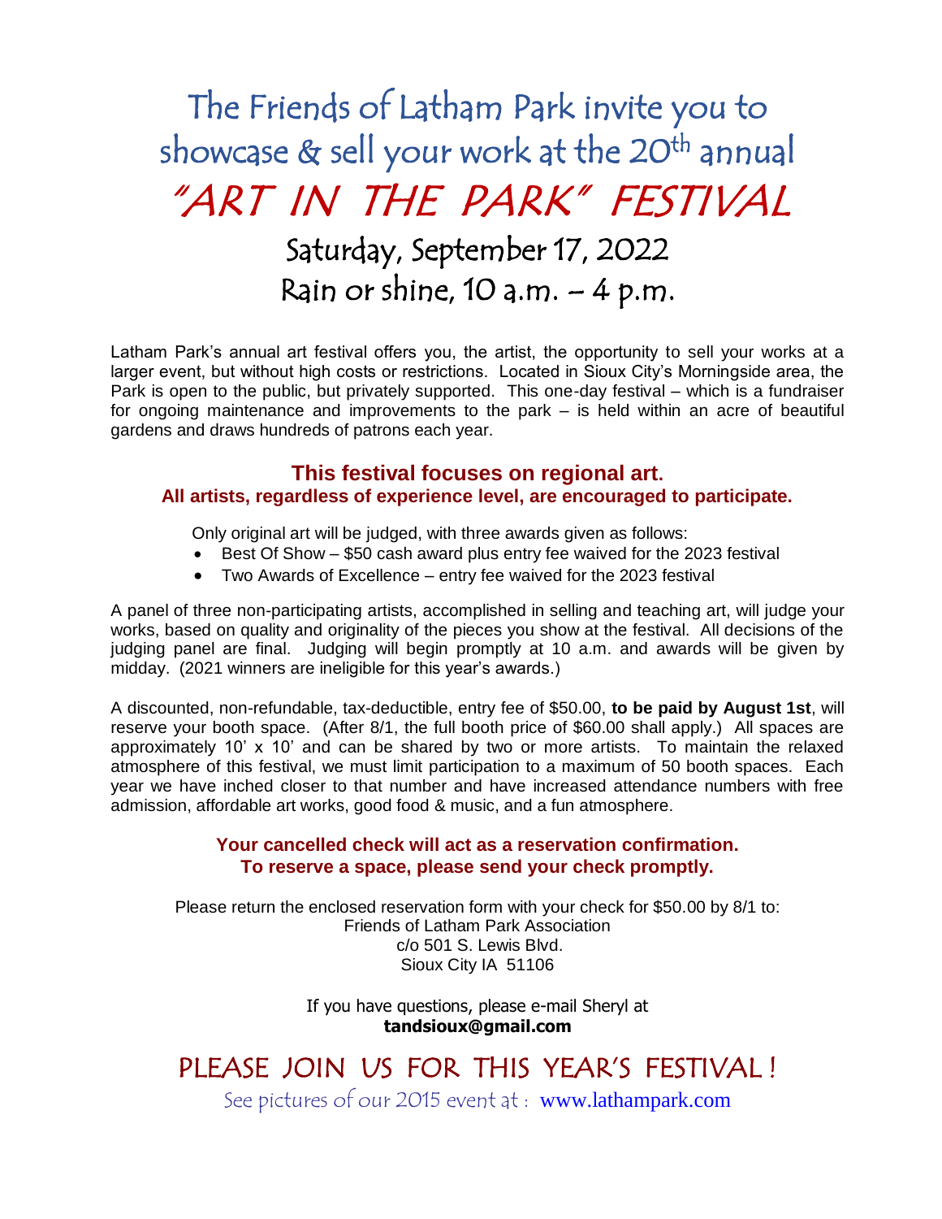# The Friends of Latham Park invite you to showcase & sell your work at the 20th annual

# "ART IN THE PARK" FESTIVAL

## Saturday, September 17, 2022
## Rain or shine, 10 a.m. – 4 p.m.

Latham Park's annual art festival offers you, the artist, the opportunity to sell your works at a larger event, but without high costs or restrictions. Located in Sioux City's Morningside area, the Park is open to the public, but privately supported. This one-day festival – which is a fundraiser for ongoing maintenance and improvements to the park – is held within an acre of beautiful gardens and draws hundreds of patrons each year.

### This festival focuses on regional art.
**All artists, regardless of experience level, are encouraged to participate.**

Only original art will be judged, with three awards given as follows:

- Best Of Show – $50 cash award plus entry fee waived for the 2023 festival
- Two Awards of Excellence – entry fee waived for the 2023 festival

A panel of three non-participating artists, accomplished in selling and teaching art, will judge your works, based on quality and originality of the pieces you show at the festival. All decisions of the judging panel are final. Judging will begin promptly at 10 a.m. and awards will be given by midday. (2021 winners are ineligible for this year's awards.)

A discounted, non-refundable, tax-deductible, entry fee of $50.00, **to be paid by August 1st**, will reserve your booth space. (After 8/1, the full booth price of $60.00 shall apply.) All spaces are approximately 10' x 10' and can be shared by two or more artists. To maintain the relaxed atmosphere of this festival, we must limit participation to a maximum of 50 booth spaces. Each year we have inched closer to that number and have increased attendance numbers with free admission, affordable art works, good food & music, and a fun atmosphere.

**Your cancelled check will act as a reservation confirmation.**
**To reserve a space, please send your check promptly.**

Please return the enclosed reservation form with your check for $50.00 by 8/1 to:
Friends of Latham Park Association
c/o 501 S. Lewis Blvd.
Sioux City IA 51106

If you have questions, please e-mail Sheryl at
**tandsioux@gmail.com**

## PLEASE JOIN US FOR THIS YEAR'S FESTIVAL!

See pictures of our 2015 event at : www.lathampark.com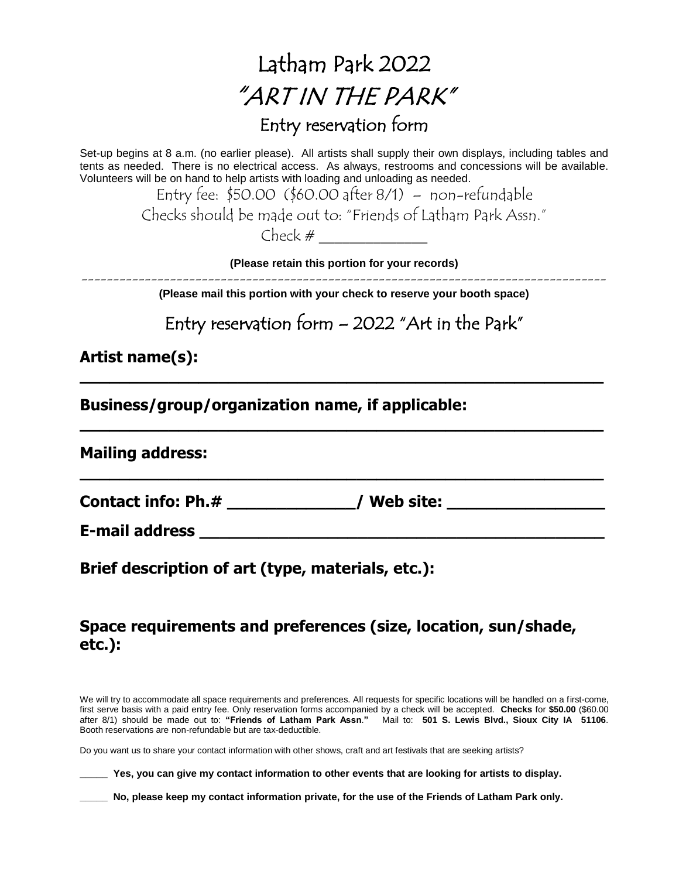# Latham Park 2022

# "ART IN THE PARK"

## Entry reservation form

Set-up begins at 8 a.m. (no earlier please). All artists shall supply their own displays, including tables and tents as needed. There is no electrical access. As always, restrooms and concessions will be available. Volunteers will be on hand to help artists with loading and unloading as needed.

Entry fee: $50.00 ($60.00 after 8/1) – non-refundable

Checks should be made out to: "Friends of Latham Park Assn."

Check # _____________

**(Please retain this portion for your records)**

---

**(Please mail this portion with your check to reserve your booth space)**

## Entry reservation form – 2022 "Art in the Park"

**Artist name(s):**

**______________________________________________________**

**Business/group/organization name, if applicable:**

**______________________________________________________**

**Mailing address:**

**______________________________________________________**

**Contact info: Ph.# _____________/ Web site: ________________**

**E-mail address ________________________________________**

**Brief description of art (type, materials, etc.):**

**Space requirements and preferences (size, location, sun/shade, etc.):**

We will try to accommodate all space requirements and preferences. All requests for specific locations will be handled on a first-come, first serve basis with a paid entry fee. Only reservation forms accompanied by a check will be accepted. **Checks** for **$50.00** ($60.00 after 8/1) should be made out to: **"Friends of Latham Park Assn."** Mail to: **501 S. Lewis Blvd., Sioux City IA 51106**. Booth reservations are non-refundable but are tax-deductible.

Do you want us to share your contact information with other shows, craft and art festivals that are seeking artists?

**_____ Yes, you can give my contact information to other events that are looking for artists to display.**

**_____ No, please keep my contact information private, for the use of the Friends of Latham Park only.**